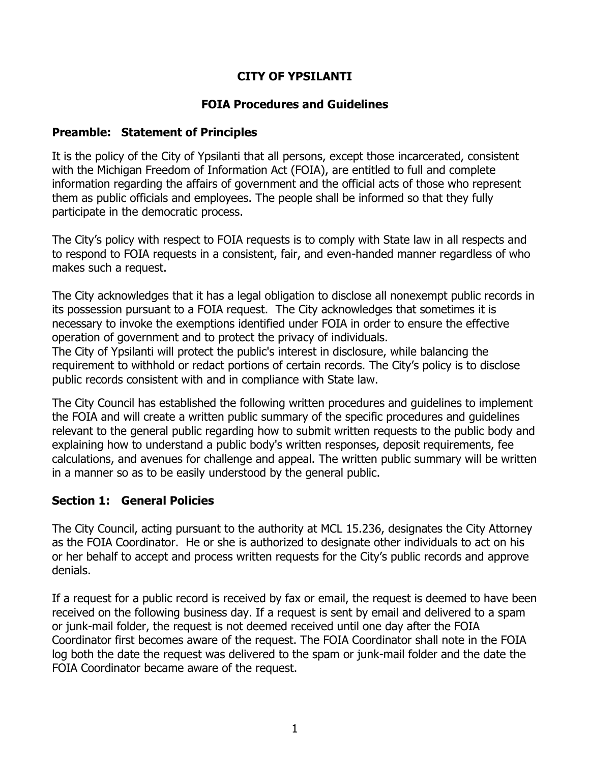# CITY OF YPSILANTI

## FOIA Procedures and Guidelines

### Preamble: Statement of Principles

It is the policy of the City of Ypsilanti that all persons, except those incarcerated, consistent with the Michigan Freedom of Information Act (FOIA), are entitled to full and complete information regarding the affairs of government and the official acts of those who represent them as public officials and employees. The people shall be informed so that they fully participate in the democratic process.

The City's policy with respect to FOIA requests is to comply with State law in all respects and to respond to FOIA requests in a consistent, fair, and even-handed manner regardless of who makes such a request.

The City acknowledges that it has a legal obligation to disclose all nonexempt public records in its possession pursuant to a FOIA request. The City acknowledges that sometimes it is necessary to invoke the exemptions identified under FOIA in order to ensure the effective operation of government and to protect the privacy of individuals.
The City of Ypsilanti will protect the public's interest in disclosure, while balancing the requirement to withhold or redact portions of certain records. The City's policy is to disclose public records consistent with and in compliance with State law.

The City Council has established the following written procedures and guidelines to implement the FOIA and will create a written public summary of the specific procedures and guidelines relevant to the general public regarding how to submit written requests to the public body and explaining how to understand a public body's written responses, deposit requirements, fee calculations, and avenues for challenge and appeal. The written public summary will be written in a manner so as to be easily understood by the general public.

### Section 1: General Policies

The City Council, acting pursuant to the authority at MCL 15.236, designates the City Attorney as the FOIA Coordinator. He or she is authorized to designate other individuals to act on his or her behalf to accept and process written requests for the City's public records and approve denials.

If a request for a public record is received by fax or email, the request is deemed to have been received on the following business day. If a request is sent by email and delivered to a spam or junk-mail folder, the request is not deemed received until one day after the FOIA Coordinator first becomes aware of the request. The FOIA Coordinator shall note in the FOIA log both the date the request was delivered to the spam or junk-mail folder and the date the FOIA Coordinator became aware of the request.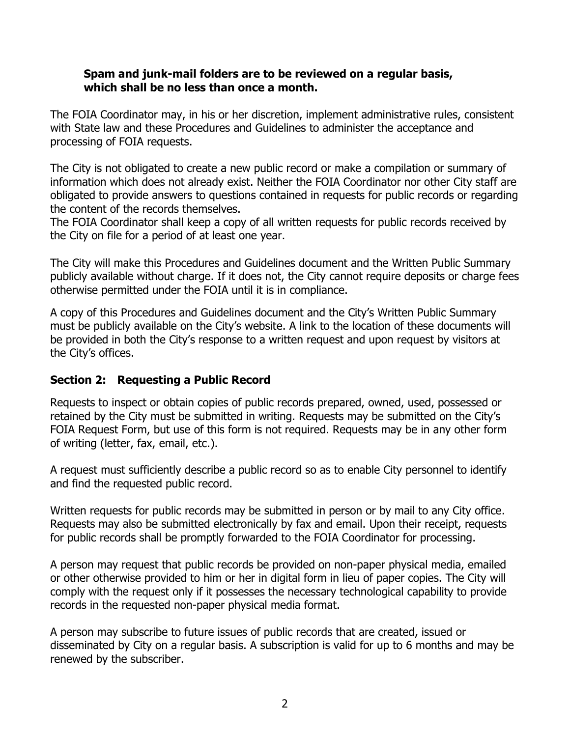**Spam and junk-mail folders are to be reviewed on a regular basis, which shall be no less than once a month.**

The FOIA Coordinator may, in his or her discretion, implement administrative rules, consistent with State law and these Procedures and Guidelines to administer the acceptance and processing of FOIA requests.

The City is not obligated to create a new public record or make a compilation or summary of information which does not already exist. Neither the FOIA Coordinator nor other City staff are obligated to provide answers to questions contained in requests for public records or regarding the content of the records themselves.
The FOIA Coordinator shall keep a copy of all written requests for public records received by the City on file for a period of at least one year.

The City will make this Procedures and Guidelines document and the Written Public Summary publicly available without charge. If it does not, the City cannot require deposits or charge fees otherwise permitted under the FOIA until it is in compliance.

A copy of this Procedures and Guidelines document and the City's Written Public Summary must be publicly available on the City's website. A link to the location of these documents will be provided in both the City's response to a written request and upon request by visitors at the City's offices.

## Section 2: Requesting a Public Record

Requests to inspect or obtain copies of public records prepared, owned, used, possessed or retained by the City must be submitted in writing. Requests may be submitted on the City's FOIA Request Form, but use of this form is not required. Requests may be in any other form of writing (letter, fax, email, etc.).

A request must sufficiently describe a public record so as to enable City personnel to identify and find the requested public record.

Written requests for public records may be submitted in person or by mail to any City office. Requests may also be submitted electronically by fax and email. Upon their receipt, requests for public records shall be promptly forwarded to the FOIA Coordinator for processing.

A person may request that public records be provided on non-paper physical media, emailed or other otherwise provided to him or her in digital form in lieu of paper copies. The City will comply with the request only if it possesses the necessary technological capability to provide records in the requested non-paper physical media format.

A person may subscribe to future issues of public records that are created, issued or disseminated by City on a regular basis. A subscription is valid for up to 6 months and may be renewed by the subscriber.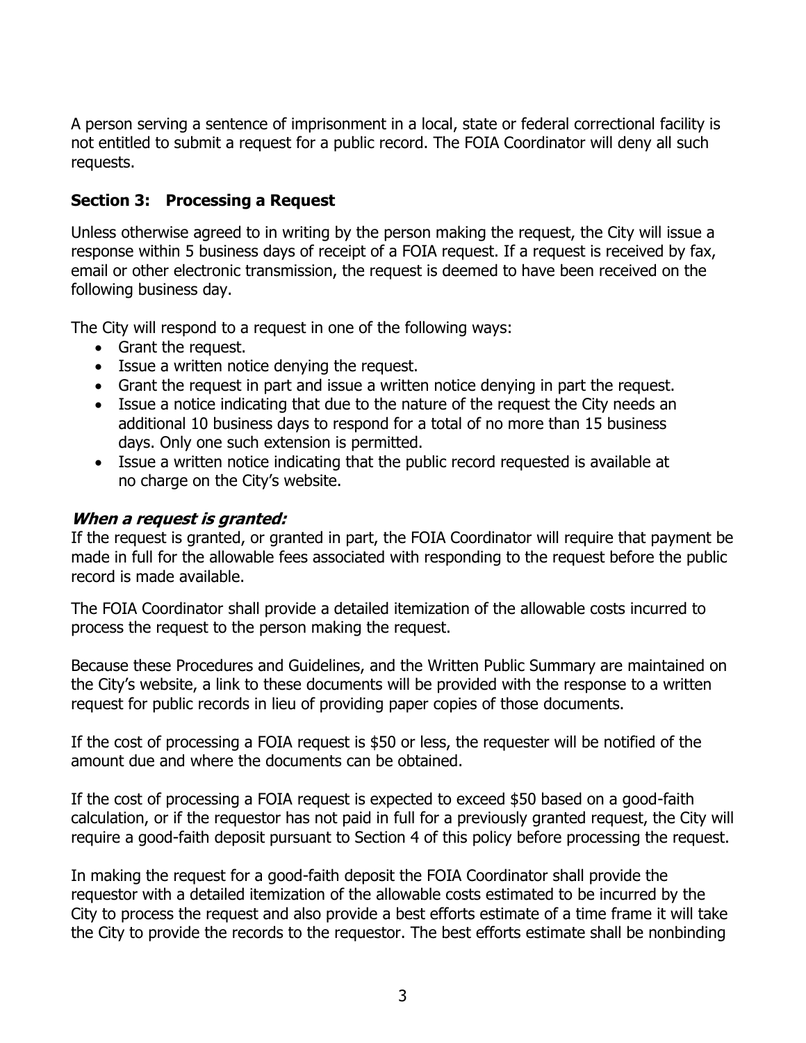A person serving a sentence of imprisonment in a local, state or federal correctional facility is not entitled to submit a request for a public record. The FOIA Coordinator will deny all such requests.

### Section 3: Processing a Request

Unless otherwise agreed to in writing by the person making the request, the City will issue a response within 5 business days of receipt of a FOIA request. If a request is received by fax, email or other electronic transmission, the request is deemed to have been received on the following business day.

The City will respond to a request in one of the following ways:

- Grant the request.
- Issue a written notice denying the request.
- Grant the request in part and issue a written notice denying in part the request.
- Issue a notice indicating that due to the nature of the request the City needs an additional 10 business days to respond for a total of no more than 15 business days. Only one such extension is permitted.
- Issue a written notice indicating that the public record requested is available at no charge on the City's website.

***When a request is granted:***

If the request is granted, or granted in part, the FOIA Coordinator will require that payment be made in full for the allowable fees associated with responding to the request before the public record is made available.

The FOIA Coordinator shall provide a detailed itemization of the allowable costs incurred to process the request to the person making the request.

Because these Procedures and Guidelines, and the Written Public Summary are maintained on the City's website, a link to these documents will be provided with the response to a written request for public records in lieu of providing paper copies of those documents.

If the cost of processing a FOIA request is $50 or less, the requester will be notified of the amount due and where the documents can be obtained.

If the cost of processing a FOIA request is expected to exceed $50 based on a good-faith calculation, or if the requestor has not paid in full for a previously granted request, the City will require a good-faith deposit pursuant to Section 4 of this policy before processing the request.

In making the request for a good-faith deposit the FOIA Coordinator shall provide the requestor with a detailed itemization of the allowable costs estimated to be incurred by the City to process the request and also provide a best efforts estimate of a time frame it will take the City to provide the records to the requestor. The best efforts estimate shall be nonbinding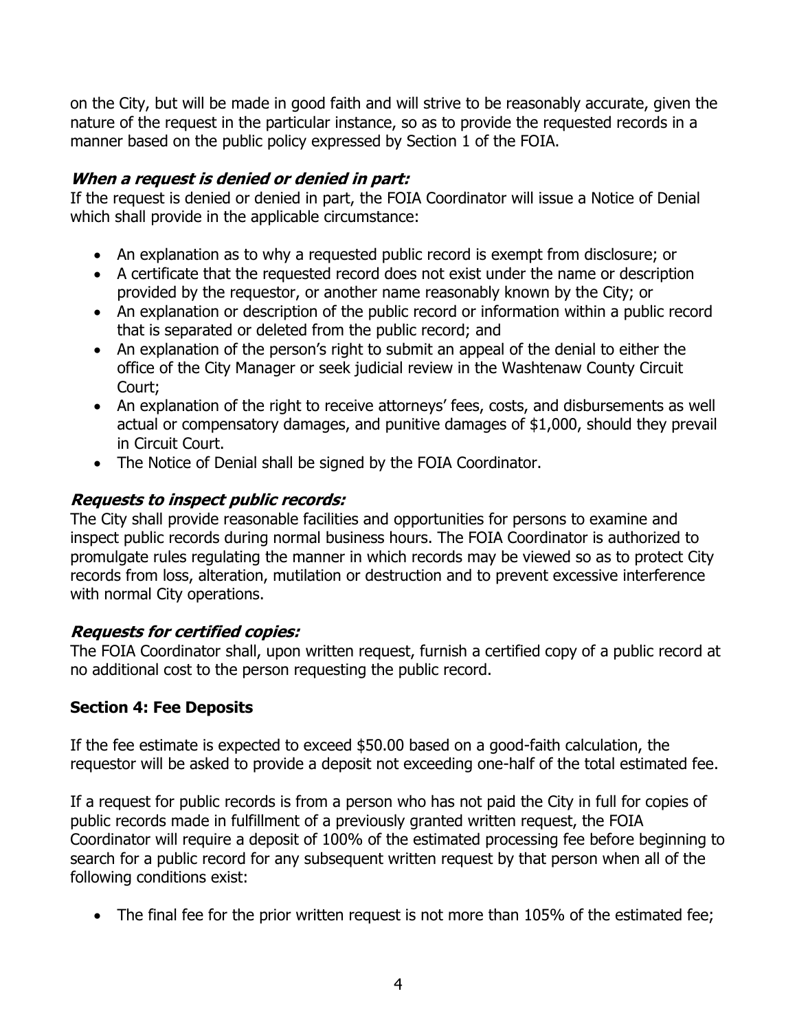on the City, but will be made in good faith and will strive to be reasonably accurate, given the nature of the request in the particular instance, so as to provide the requested records in a manner based on the public policy expressed by Section 1 of the FOIA.

***When a request is denied or denied in part:***

If the request is denied or denied in part, the FOIA Coordinator will issue a Notice of Denial which shall provide in the applicable circumstance:

- An explanation as to why a requested public record is exempt from disclosure; or
- A certificate that the requested record does not exist under the name or description provided by the requestor, or another name reasonably known by the City; or
- An explanation or description of the public record or information within a public record that is separated or deleted from the public record; and
- An explanation of the person's right to submit an appeal of the denial to either the office of the City Manager or seek judicial review in the Washtenaw County Circuit Court;
- An explanation of the right to receive attorneys' fees, costs, and disbursements as well actual or compensatory damages, and punitive damages of $1,000, should they prevail in Circuit Court.
- The Notice of Denial shall be signed by the FOIA Coordinator.

***Requests to inspect public records:***

The City shall provide reasonable facilities and opportunities for persons to examine and inspect public records during normal business hours. The FOIA Coordinator is authorized to promulgate rules regulating the manner in which records may be viewed so as to protect City records from loss, alteration, mutilation or destruction and to prevent excessive interference with normal City operations.

***Requests for certified copies:***

The FOIA Coordinator shall, upon written request, furnish a certified copy of a public record at no additional cost to the person requesting the public record.

**Section 4: Fee Deposits**

If the fee estimate is expected to exceed $50.00 based on a good-faith calculation, the requestor will be asked to provide a deposit not exceeding one-half of the total estimated fee.

If a request for public records is from a person who has not paid the City in full for copies of public records made in fulfillment of a previously granted written request, the FOIA Coordinator will require a deposit of 100% of the estimated processing fee before beginning to search for a public record for any subsequent written request by that person when all of the following conditions exist:

- The final fee for the prior written request is not more than 105% of the estimated fee;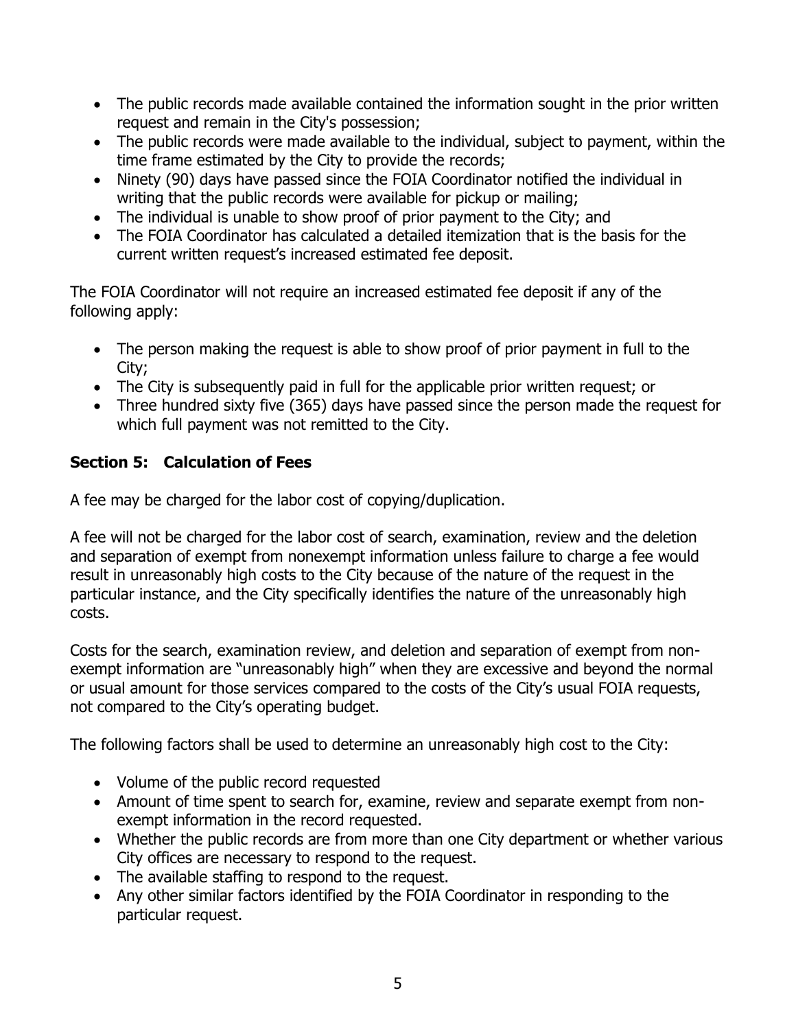- The public records made available contained the information sought in the prior written request and remain in the City's possession;
- The public records were made available to the individual, subject to payment, within the time frame estimated by the City to provide the records;
- Ninety (90) days have passed since the FOIA Coordinator notified the individual in writing that the public records were available for pickup or mailing;
- The individual is unable to show proof of prior payment to the City; and
- The FOIA Coordinator has calculated a detailed itemization that is the basis for the current written request's increased estimated fee deposit.

The FOIA Coordinator will not require an increased estimated fee deposit if any of the following apply:

- The person making the request is able to show proof of prior payment in full to the City;
- The City is subsequently paid in full for the applicable prior written request; or
- Three hundred sixty five (365) days have passed since the person made the request for which full payment was not remitted to the City.

## Section 5: Calculation of Fees

A fee may be charged for the labor cost of copying/duplication.

A fee will not be charged for the labor cost of search, examination, review and the deletion and separation of exempt from nonexempt information unless failure to charge a fee would result in unreasonably high costs to the City because of the nature of the request in the particular instance, and the City specifically identifies the nature of the unreasonably high costs.

Costs for the search, examination review, and deletion and separation of exempt from non-exempt information are "unreasonably high" when they are excessive and beyond the normal or usual amount for those services compared to the costs of the City's usual FOIA requests, not compared to the City's operating budget.

The following factors shall be used to determine an unreasonably high cost to the City:

- Volume of the public record requested
- Amount of time spent to search for, examine, review and separate exempt from non-exempt information in the record requested.
- Whether the public records are from more than one City department or whether various City offices are necessary to respond to the request.
- The available staffing to respond to the request.
- Any other similar factors identified by the FOIA Coordinator in responding to the particular request.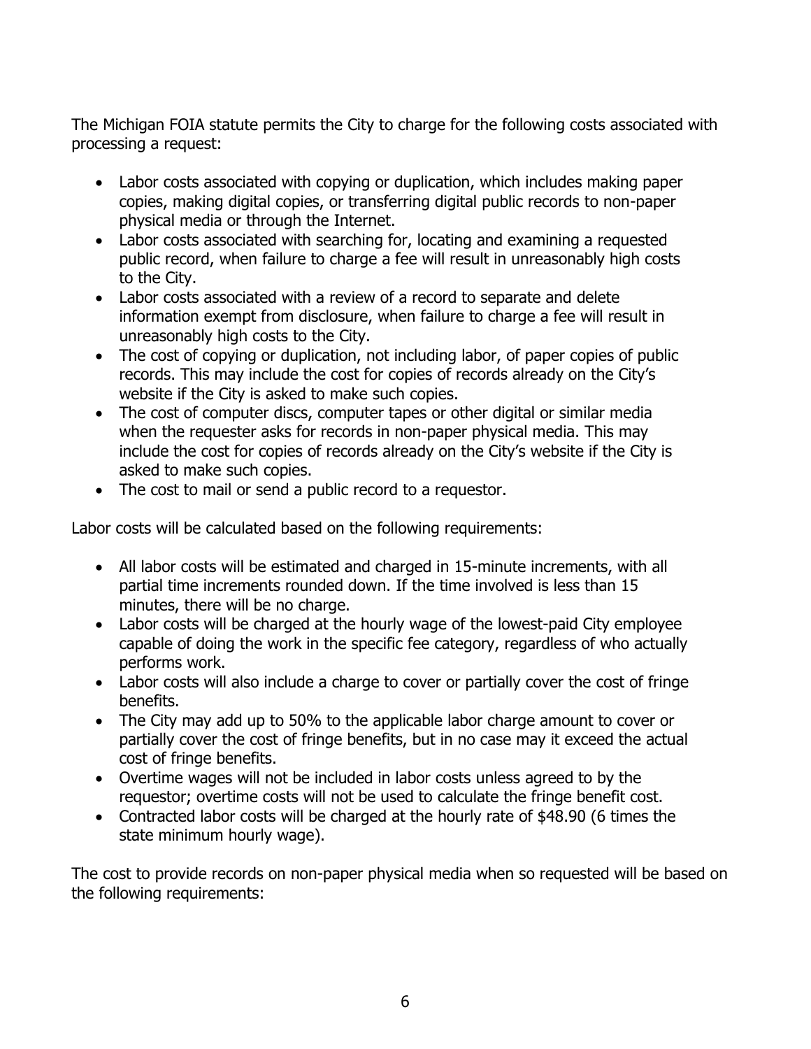The Michigan FOIA statute permits the City to charge for the following costs associated with processing a request:

- Labor costs associated with copying or duplication, which includes making paper copies, making digital copies, or transferring digital public records to non-paper physical media or through the Internet.
- Labor costs associated with searching for, locating and examining a requested public record, when failure to charge a fee will result in unreasonably high costs to the City.
- Labor costs associated with a review of a record to separate and delete information exempt from disclosure, when failure to charge a fee will result in unreasonably high costs to the City.
- The cost of copying or duplication, not including labor, of paper copies of public records. This may include the cost for copies of records already on the City's website if the City is asked to make such copies.
- The cost of computer discs, computer tapes or other digital or similar media when the requester asks for records in non-paper physical media. This may include the cost for copies of records already on the City's website if the City is asked to make such copies.
- The cost to mail or send a public record to a requestor.

Labor costs will be calculated based on the following requirements:

- All labor costs will be estimated and charged in 15-minute increments, with all partial time increments rounded down. If the time involved is less than 15 minutes, there will be no charge.
- Labor costs will be charged at the hourly wage of the lowest-paid City employee capable of doing the work in the specific fee category, regardless of who actually performs work.
- Labor costs will also include a charge to cover or partially cover the cost of fringe benefits.
- The City may add up to 50% to the applicable labor charge amount to cover or partially cover the cost of fringe benefits, but in no case may it exceed the actual cost of fringe benefits.
- Overtime wages will not be included in labor costs unless agreed to by the requestor; overtime costs will not be used to calculate the fringe benefit cost.
- Contracted labor costs will be charged at the hourly rate of $48.90 (6 times the state minimum hourly wage).

The cost to provide records on non-paper physical media when so requested will be based on the following requirements: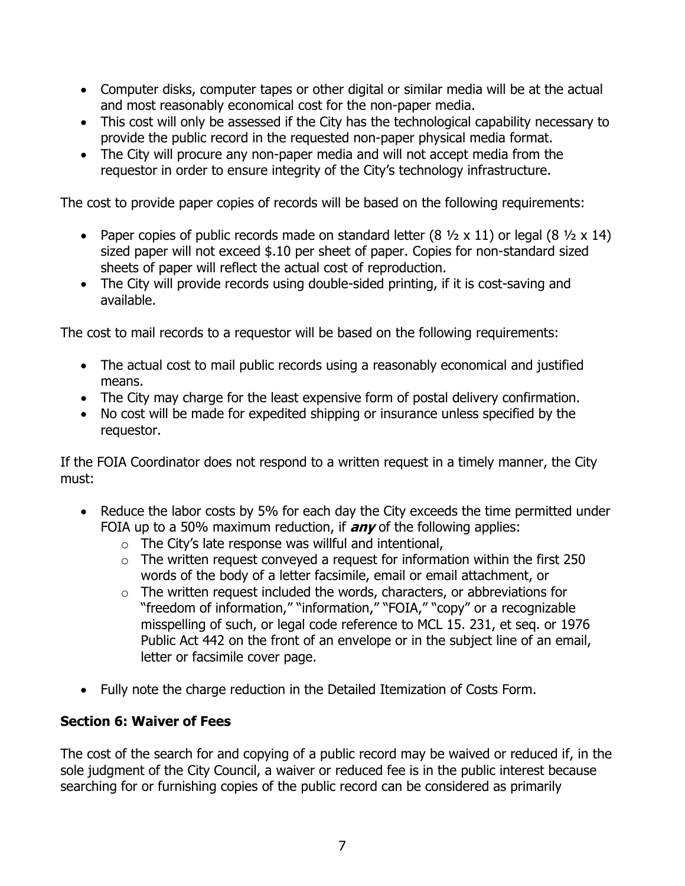- Computer disks, computer tapes or other digital or similar media will be at the actual and most reasonably economical cost for the non-paper media.
- This cost will only be assessed if the City has the technological capability necessary to provide the public record in the requested non-paper physical media format.
- The City will procure any non-paper media and will not accept media from the requestor in order to ensure integrity of the City's technology infrastructure.

The cost to provide paper copies of records will be based on the following requirements:

- Paper copies of public records made on standard letter (8 ½ x 11) or legal (8 ½ x 14) sized paper will not exceed $.10 per sheet of paper. Copies for non-standard sized sheets of paper will reflect the actual cost of reproduction.
- The City will provide records using double-sided printing, if it is cost-saving and available.

The cost to mail records to a requestor will be based on the following requirements:

- The actual cost to mail public records using a reasonably economical and justified means.
- The City may charge for the least expensive form of postal delivery confirmation.
- No cost will be made for expedited shipping or insurance unless specified by the requestor.

If the FOIA Coordinator does not respond to a written request in a timely manner, the City must:

- Reduce the labor costs by 5% for each day the City exceeds the time permitted under FOIA up to a 50% maximum reduction, if ***any*** of the following applies:
  - The City's late response was willful and intentional,
  - The written request conveyed a request for information within the first 250 words of the body of a letter facsimile, email or email attachment, or
  - The written request included the words, characters, or abbreviations for "freedom of information," "information," "FOIA," "copy" or a recognizable misspelling of such, or legal code reference to MCL 15. 231, et seq. or 1976 Public Act 442 on the front of an envelope or in the subject line of an email, letter or facsimile cover page.
- Fully note the charge reduction in the Detailed Itemization of Costs Form.

**Section 6: Waiver of Fees**

The cost of the search for and copying of a public record may be waived or reduced if, in the sole judgment of the City Council, a waiver or reduced fee is in the public interest because searching for or furnishing copies of the public record can be considered as primarily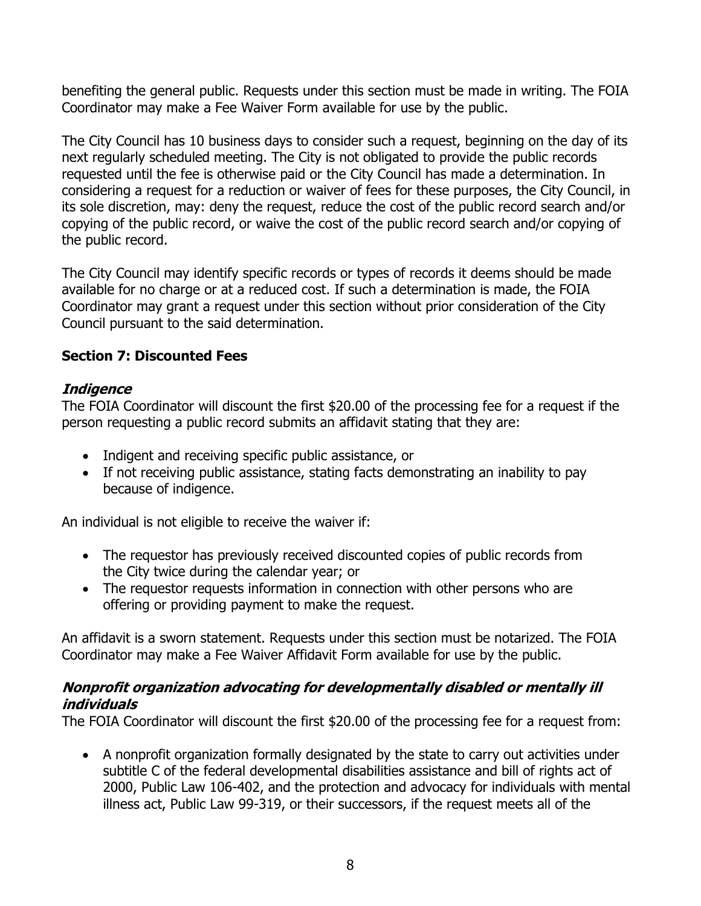benefiting the general public. Requests under this section must be made in writing. The FOIA Coordinator may make a Fee Waiver Form available for use by the public.

The City Council has 10 business days to consider such a request, beginning on the day of its next regularly scheduled meeting. The City is not obligated to provide the public records requested until the fee is otherwise paid or the City Council has made a determination. In considering a request for a reduction or waiver of fees for these purposes, the City Council, in its sole discretion, may: deny the request, reduce the cost of the public record search and/or copying of the public record, or waive the cost of the public record search and/or copying of the public record.

The City Council may identify specific records or types of records it deems should be made available for no charge or at a reduced cost. If such a determination is made, the FOIA Coordinator may grant a request under this section without prior consideration of the City Council pursuant to the said determination.

### Section 7: Discounted Fees

#### *Indigence*

The FOIA Coordinator will discount the first $20.00 of the processing fee for a request if the person requesting a public record submits an affidavit stating that they are:

- Indigent and receiving specific public assistance, or
- If not receiving public assistance, stating facts demonstrating an inability to pay because of indigence.

An individual is not eligible to receive the waiver if:

- The requestor has previously received discounted copies of public records from the City twice during the calendar year; or
- The requestor requests information in connection with other persons who are offering or providing payment to make the request.

An affidavit is a sworn statement. Requests under this section must be notarized. The FOIA Coordinator may make a Fee Waiver Affidavit Form available for use by the public.

#### *Nonprofit organization advocating for developmentally disabled or mentally ill individuals*

The FOIA Coordinator will discount the first $20.00 of the processing fee for a request from:

- A nonprofit organization formally designated by the state to carry out activities under subtitle C of the federal developmental disabilities assistance and bill of rights act of 2000, Public Law 106-402, and the protection and advocacy for individuals with mental illness act, Public Law 99-319, or their successors, if the request meets all of the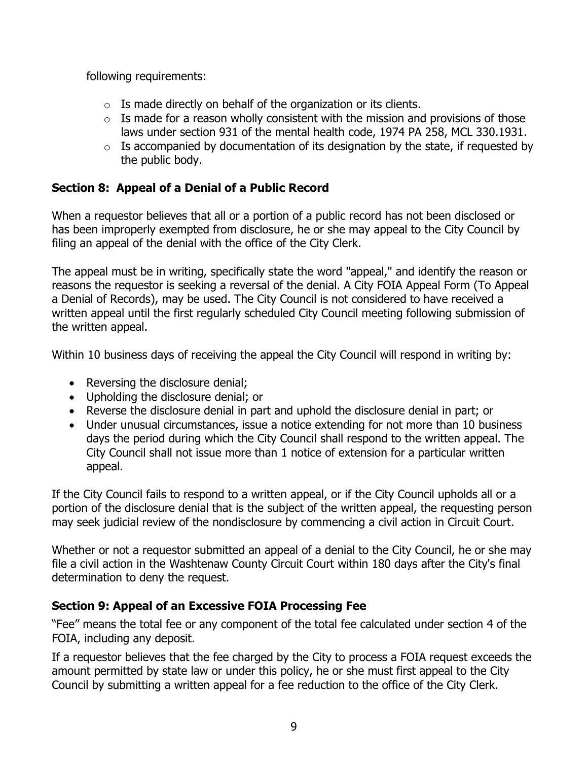following requirements:

- Is made directly on behalf of the organization or its clients.
- Is made for a reason wholly consistent with the mission and provisions of those laws under section 931 of the mental health code, 1974 PA 258, MCL 330.1931.
- Is accompanied by documentation of its designation by the state, if requested by the public body.

### Section 8: Appeal of a Denial of a Public Record

When a requestor believes that all or a portion of a public record has not been disclosed or has been improperly exempted from disclosure, he or she may appeal to the City Council by filing an appeal of the denial with the office of the City Clerk.

The appeal must be in writing, specifically state the word "appeal," and identify the reason or reasons the requestor is seeking a reversal of the denial. A City FOIA Appeal Form (To Appeal a Denial of Records), may be used. The City Council is not considered to have received a written appeal until the first regularly scheduled City Council meeting following submission of the written appeal.

Within 10 business days of receiving the appeal the City Council will respond in writing by:

- Reversing the disclosure denial;
- Upholding the disclosure denial; or
- Reverse the disclosure denial in part and uphold the disclosure denial in part; or
- Under unusual circumstances, issue a notice extending for not more than 10 business days the period during which the City Council shall respond to the written appeal. The City Council shall not issue more than 1 notice of extension for a particular written appeal.

If the City Council fails to respond to a written appeal, or if the City Council upholds all or a portion of the disclosure denial that is the subject of the written appeal, the requesting person may seek judicial review of the nondisclosure by commencing a civil action in Circuit Court.

Whether or not a requestor submitted an appeal of a denial to the City Council, he or she may file a civil action in the Washtenaw County Circuit Court within 180 days after the City's final determination to deny the request.

### Section 9: Appeal of an Excessive FOIA Processing Fee

"Fee" means the total fee or any component of the total fee calculated under section 4 of the FOIA, including any deposit.

If a requestor believes that the fee charged by the City to process a FOIA request exceeds the amount permitted by state law or under this policy, he or she must first appeal to the City Council by submitting a written appeal for a fee reduction to the office of the City Clerk.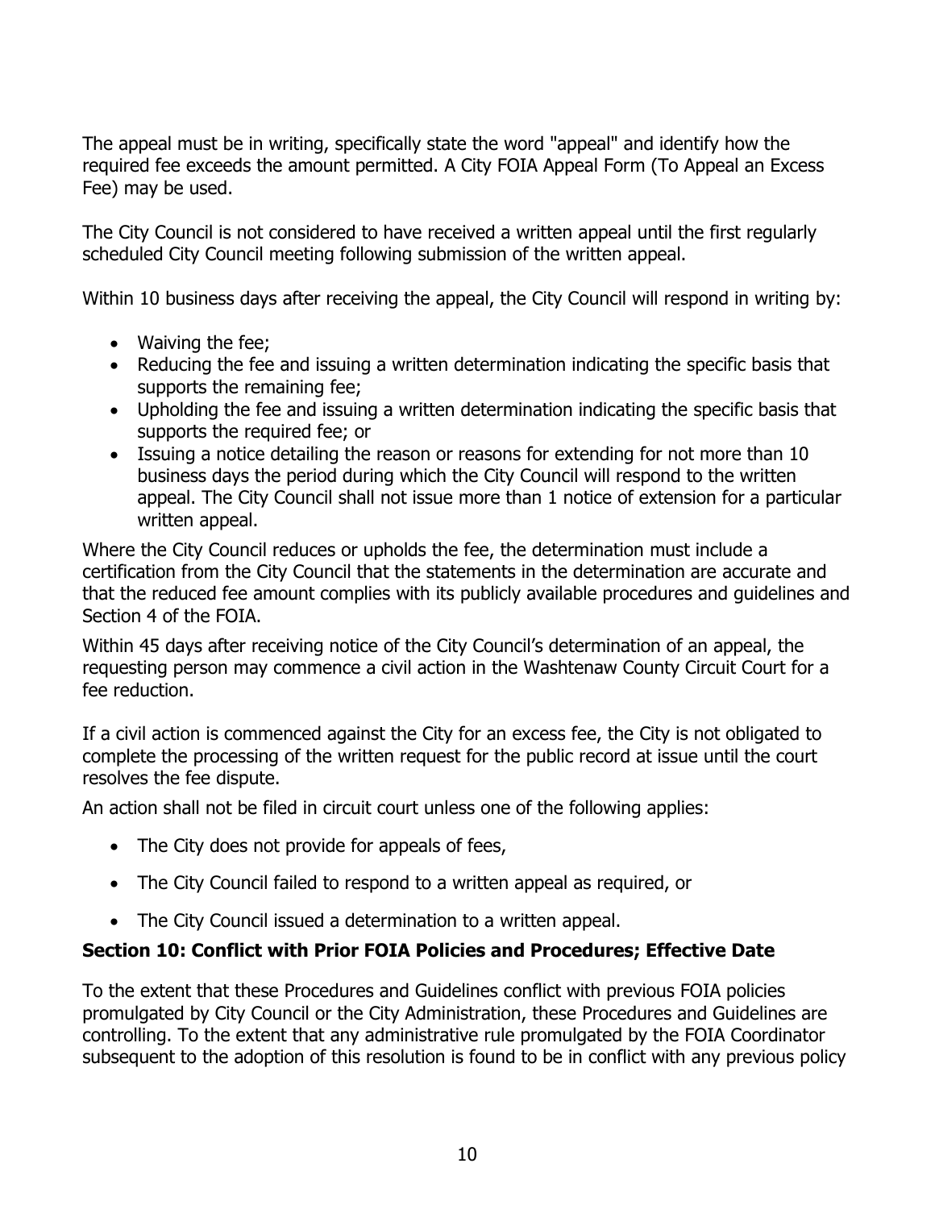The appeal must be in writing, specifically state the word "appeal" and identify how the required fee exceeds the amount permitted. A City FOIA Appeal Form (To Appeal an Excess Fee) may be used.

The City Council is not considered to have received a written appeal until the first regularly scheduled City Council meeting following submission of the written appeal.

Within 10 business days after receiving the appeal, the City Council will respond in writing by:

- Waiving the fee;
- Reducing the fee and issuing a written determination indicating the specific basis that supports the remaining fee;
- Upholding the fee and issuing a written determination indicating the specific basis that supports the required fee; or
- Issuing a notice detailing the reason or reasons for extending for not more than 10 business days the period during which the City Council will respond to the written appeal. The City Council shall not issue more than 1 notice of extension for a particular written appeal.

Where the City Council reduces or upholds the fee, the determination must include a certification from the City Council that the statements in the determination are accurate and that the reduced fee amount complies with its publicly available procedures and guidelines and Section 4 of the FOIA.

Within 45 days after receiving notice of the City Council's determination of an appeal, the requesting person may commence a civil action in the Washtenaw County Circuit Court for a fee reduction.

If a civil action is commenced against the City for an excess fee, the City is not obligated to complete the processing of the written request for the public record at issue until the court resolves the fee dispute.

An action shall not be filed in circuit court unless one of the following applies:

- The City does not provide for appeals of fees,
- The City Council failed to respond to a written appeal as required, or
- The City Council issued a determination to a written appeal.

**Section 10: Conflict with Prior FOIA Policies and Procedures; Effective Date**

To the extent that these Procedures and Guidelines conflict with previous FOIA policies promulgated by City Council or the City Administration, these Procedures and Guidelines are controlling. To the extent that any administrative rule promulgated by the FOIA Coordinator subsequent to the adoption of this resolution is found to be in conflict with any previous policy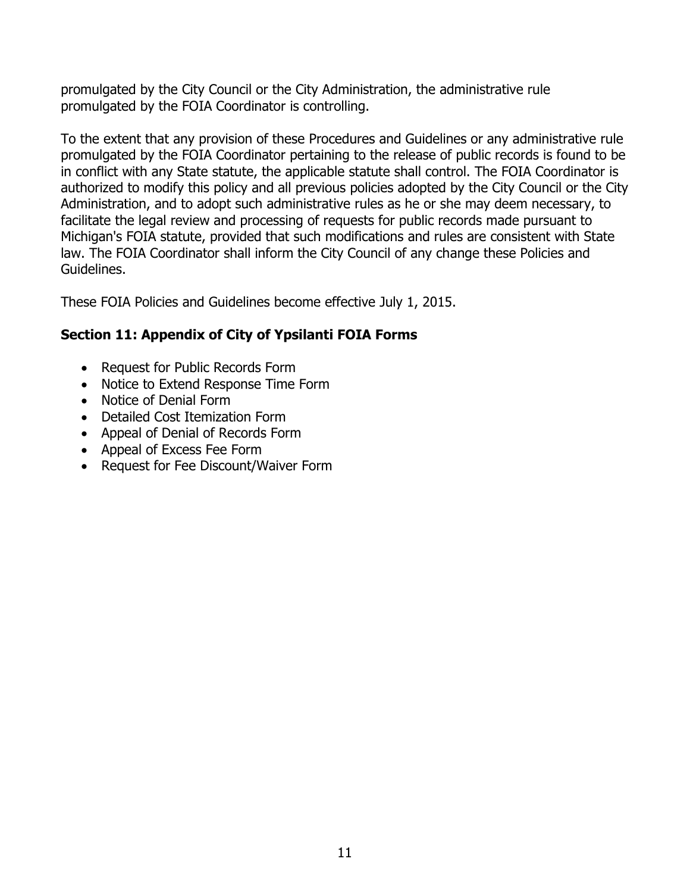promulgated by the City Council or the City Administration, the administrative rule promulgated by the FOIA Coordinator is controlling.

To the extent that any provision of these Procedures and Guidelines or any administrative rule promulgated by the FOIA Coordinator pertaining to the release of public records is found to be in conflict with any State statute, the applicable statute shall control. The FOIA Coordinator is authorized to modify this policy and all previous policies adopted by the City Council or the City Administration, and to adopt such administrative rules as he or she may deem necessary, to facilitate the legal review and processing of requests for public records made pursuant to Michigan's FOIA statute, provided that such modifications and rules are consistent with State law. The FOIA Coordinator shall inform the City Council of any change these Policies and Guidelines.

These FOIA Policies and Guidelines become effective July 1, 2015.

## Section 11: Appendix of City of Ypsilanti FOIA Forms

- Request for Public Records Form
- Notice to Extend Response Time Form
- Notice of Denial Form
- Detailed Cost Itemization Form
- Appeal of Denial of Records Form
- Appeal of Excess Fee Form
- Request for Fee Discount/Waiver Form